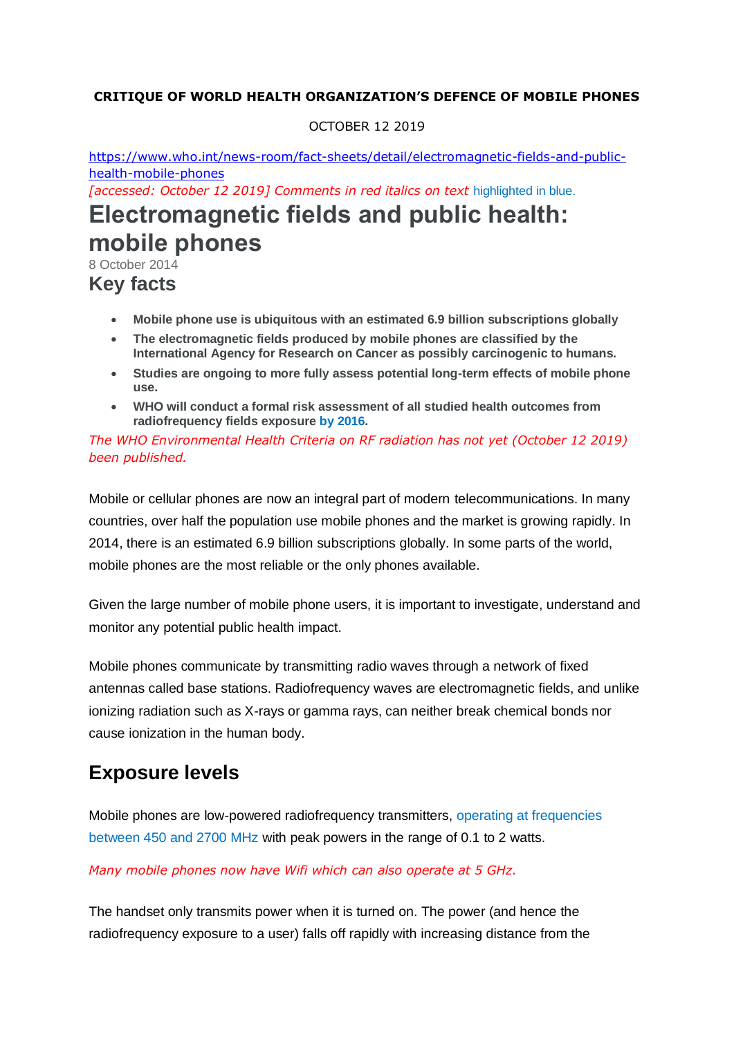**CRITIQUE OF WORLD HEALTH ORGANIZATION'S DEFENCE OF MOBILE PHONES**

OCTOBER 12 2019

https://www.who.int/news-room/fact-sheets/detail/electromagnetic-fields-and-public-health-mobile-phones

*[accessed: October 12 2019] Comments in red italics on text* highlighted in blue.

# Electromagnetic fields and public health: mobile phones

8 October 2014

## Key facts

- **Mobile phone use is ubiquitous with an estimated 6.9 billion subscriptions globally**
- **The electromagnetic fields produced by mobile phones are classified by the International Agency for Research on Cancer as possibly carcinogenic to humans.**
- **Studies are ongoing to more fully assess potential long-term effects of mobile phone use.**
- **WHO will conduct a formal risk assessment of all studied health outcomes from radiofrequency fields exposure by 2016.**

*The WHO Environmental Health Criteria on RF radiation has not yet (October 12 2019) been published.*

Mobile or cellular phones are now an integral part of modern telecommunications. In many countries, over half the population use mobile phones and the market is growing rapidly. In 2014, there is an estimated 6.9 billion subscriptions globally. In some parts of the world, mobile phones are the most reliable or the only phones available.

Given the large number of mobile phone users, it is important to investigate, understand and monitor any potential public health impact.

Mobile phones communicate by transmitting radio waves through a network of fixed antennas called base stations. Radiofrequency waves are electromagnetic fields, and unlike ionizing radiation such as X-rays or gamma rays, can neither break chemical bonds nor cause ionization in the human body.

## Exposure levels

Mobile phones are low-powered radiofrequency transmitters, operating at frequencies between 450 and 2700 MHz with peak powers in the range of 0.1 to 2 watts.

*Many mobile phones now have Wifi which can also operate at 5 GHz.*

The handset only transmits power when it is turned on. The power (and hence the radiofrequency exposure to a user) falls off rapidly with increasing distance from the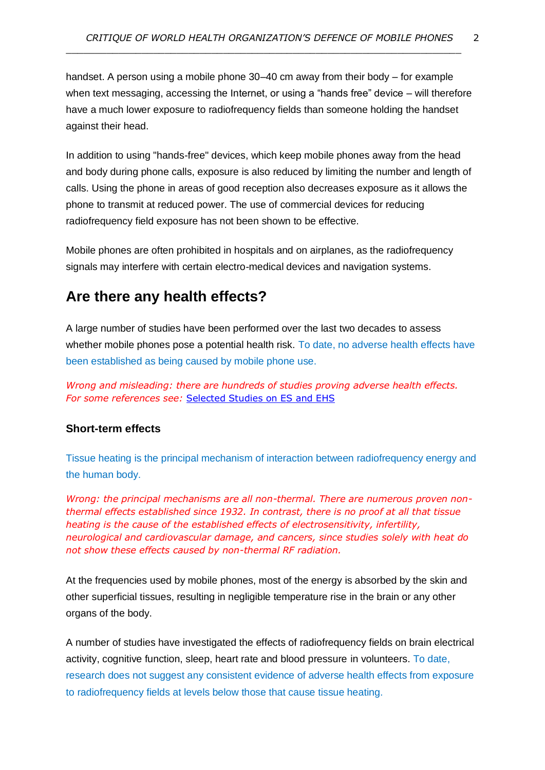handset. A person using a mobile phone 30–40 cm away from their body – for example when text messaging, accessing the Internet, or using a “hands free” device – will therefore have a much lower exposure to radiofrequency fields than someone holding the handset against their head.

In addition to using "hands-free" devices, which keep mobile phones away from the head and body during phone calls, exposure is also reduced by limiting the number and length of calls. Using the phone in areas of good reception also decreases exposure as it allows the phone to transmit at reduced power. The use of commercial devices for reducing radiofrequency field exposure has not been shown to be effective.

Mobile phones are often prohibited in hospitals and on airplanes, as the radiofrequency signals may interfere with certain electro-medical devices and navigation systems.

## Are there any health effects?

A large number of studies have been performed over the last two decades to assess whether mobile phones pose a potential health risk. To date, no adverse health effects have been established as being caused by mobile phone use.

*Wrong and misleading: there are hundreds of studies proving adverse health effects. For some references see:* [Selected Studies on ES and EHS]

### Short-term effects

Tissue heating is the principal mechanism of interaction between radiofrequency energy and the human body.

*Wrong: the principal mechanisms are all non-thermal. There are numerous proven non-thermal effects established since 1932. In contrast, there is no proof at all that tissue heating is the cause of the established effects of electrosensitivity, infertility, neurological and cardiovascular damage, and cancers, since studies solely with heat do not show these effects caused by non-thermal RF radiation.*

At the frequencies used by mobile phones, most of the energy is absorbed by the skin and other superficial tissues, resulting in negligible temperature rise in the brain or any other organs of the body.

A number of studies have investigated the effects of radiofrequency fields on brain electrical activity, cognitive function, sleep, heart rate and blood pressure in volunteers. To date, research does not suggest any consistent evidence of adverse health effects from exposure to radiofrequency fields at levels below those that cause tissue heating.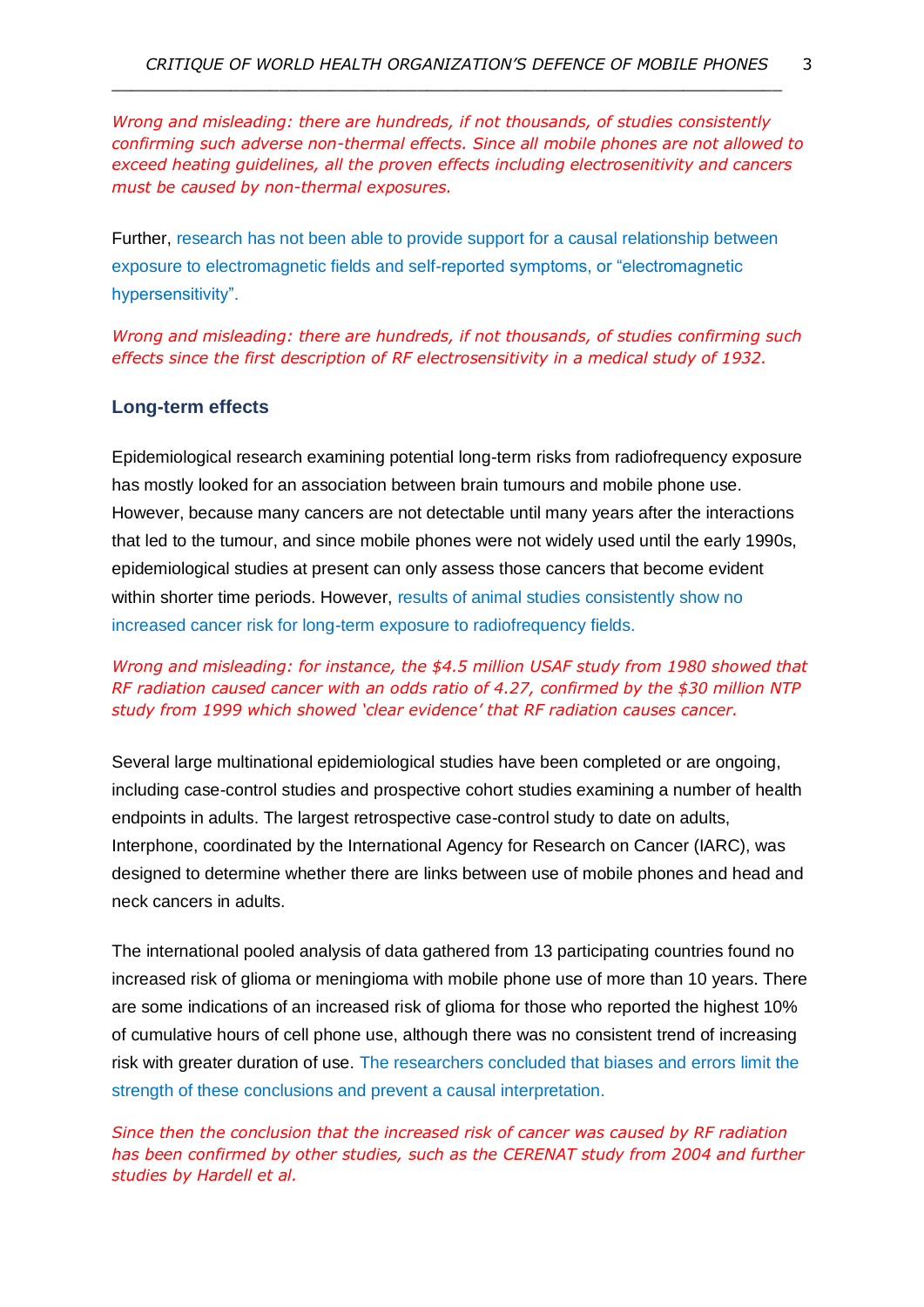*Wrong and misleading: there are hundreds, if not thousands, of studies consistently confirming such adverse non-thermal effects. Since all mobile phones are not allowed to exceed heating guidelines, all the proven effects including electrosenitivity and cancers must be caused by non-thermal exposures.*

Further, research has not been able to provide support for a causal relationship between exposure to electromagnetic fields and self-reported symptoms, or “electromagnetic hypersensitivity”.

*Wrong and misleading: there are hundreds, if not thousands, of studies confirming such effects since the first description of RF electrosensitivity in a medical study of 1932.*

### Long-term effects

Epidemiological research examining potential long-term risks from radiofrequency exposure has mostly looked for an association between brain tumours and mobile phone use. However, because many cancers are not detectable until many years after the interactions that led to the tumour, and since mobile phones were not widely used until the early 1990s, epidemiological studies at present can only assess those cancers that become evident within shorter time periods. However, results of animal studies consistently show no increased cancer risk for long-term exposure to radiofrequency fields.

*Wrong and misleading: for instance, the $4.5 million USAF study from 1980 showed that RF radiation caused cancer with an odds ratio of 4.27, confirmed by the $30 million NTP study from 1999 which showed ‘clear evidence’ that RF radiation causes cancer.*

Several large multinational epidemiological studies have been completed or are ongoing, including case-control studies and prospective cohort studies examining a number of health endpoints in adults. The largest retrospective case-control study to date on adults, Interphone, coordinated by the International Agency for Research on Cancer (IARC), was designed to determine whether there are links between use of mobile phones and head and neck cancers in adults.

The international pooled analysis of data gathered from 13 participating countries found no increased risk of glioma or meningioma with mobile phone use of more than 10 years. There are some indications of an increased risk of glioma for those who reported the highest 10% of cumulative hours of cell phone use, although there was no consistent trend of increasing risk with greater duration of use. The researchers concluded that biases and errors limit the strength of these conclusions and prevent a causal interpretation.

*Since then the conclusion that the increased risk of cancer was caused by RF radiation has been confirmed by other studies, such as the CERENAT study from 2004 and further studies by Hardell et al.*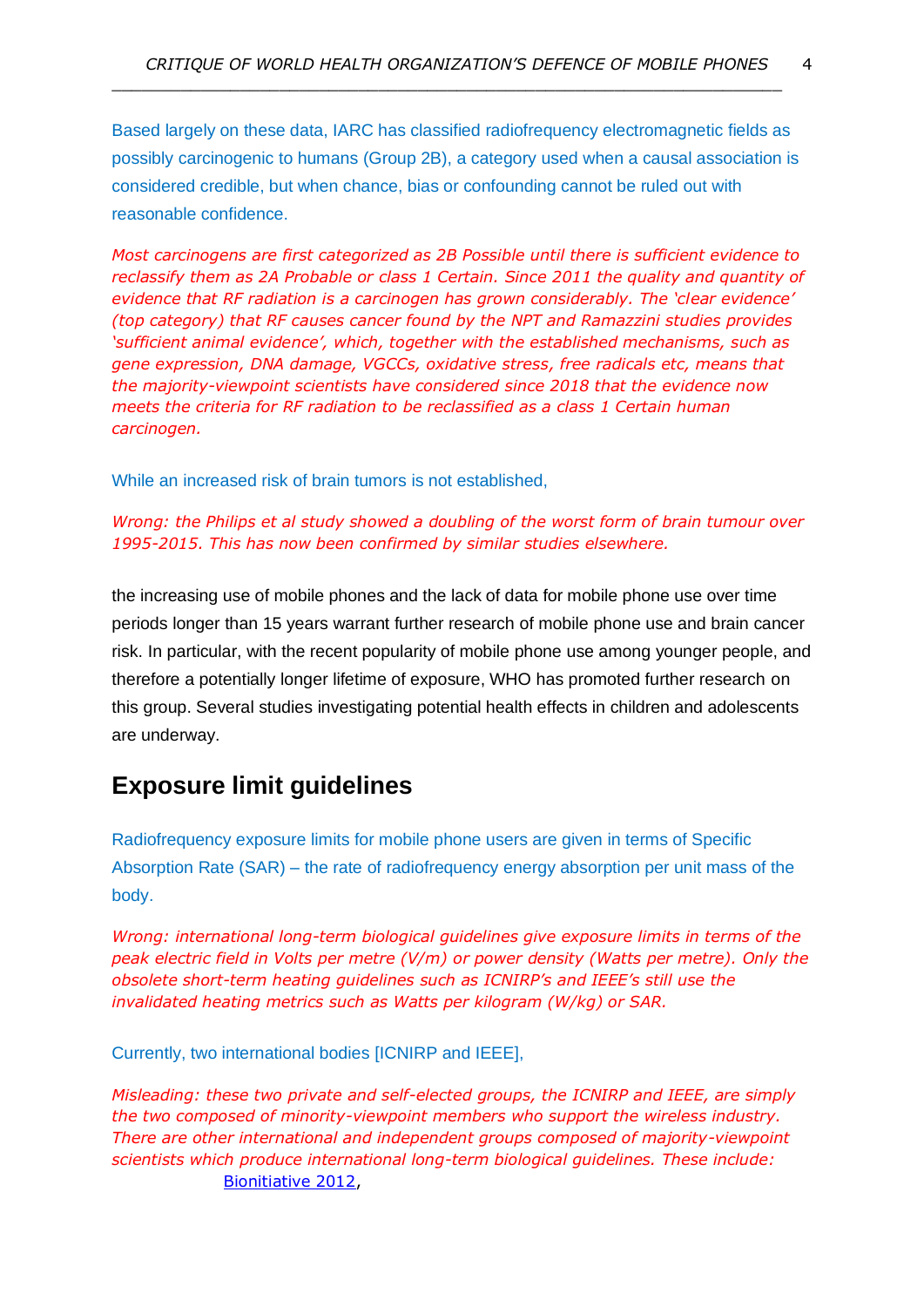Based largely on these data, IARC has classified radiofrequency electromagnetic fields as possibly carcinogenic to humans (Group 2B), a category used when a causal association is considered credible, but when chance, bias or confounding cannot be ruled out with reasonable confidence.

*Most carcinogens are first categorized as 2B Possible until there is sufficient evidence to reclassify them as 2A Probable or class 1 Certain. Since 2011 the quality and quantity of evidence that RF radiation is a carcinogen has grown considerably. The 'clear evidence' (top category) that RF causes cancer found by the NPT and Ramazzini studies provides 'sufficient animal evidence', which, together with the established mechanisms, such as gene expression, DNA damage, VGCCs, oxidative stress, free radicals etc, means that the majority-viewpoint scientists have considered since 2018 that the evidence now meets the criteria for RF radiation to be reclassified as a class 1 Certain human carcinogen.*

While an increased risk of brain tumors is not established,

*Wrong: the Philips et al study showed a doubling of the worst form of brain tumour over 1995-2015. This has now been confirmed by similar studies elsewhere.*

the increasing use of mobile phones and the lack of data for mobile phone use over time periods longer than 15 years warrant further research of mobile phone use and brain cancer risk. In particular, with the recent popularity of mobile phone use among younger people, and therefore a potentially longer lifetime of exposure, WHO has promoted further research on this group. Several studies investigating potential health effects in children and adolescents are underway.

## Exposure limit guidelines

Radiofrequency exposure limits for mobile phone users are given in terms of Specific Absorption Rate (SAR) – the rate of radiofrequency energy absorption per unit mass of the body.

*Wrong: international long-term biological guidelines give exposure limits in terms of the peak electric field in Volts per metre (V/m) or power density (Watts per metre). Only the obsolete short-term heating guidelines such as ICNIRP's and IEEE's still use the invalidated heating metrics such as Watts per kilogram (W/kg) or SAR.*

Currently, two international bodies [ICNIRP and IEEE],

*Misleading: these two private and self-elected groups, the ICNIRP and IEEE, are simply the two composed of minority-viewpoint members who support the wireless industry. There are other international and independent groups composed of majority-viewpoint scientists which produce international long-term biological guidelines. These include:*

- Bionitiative 2012,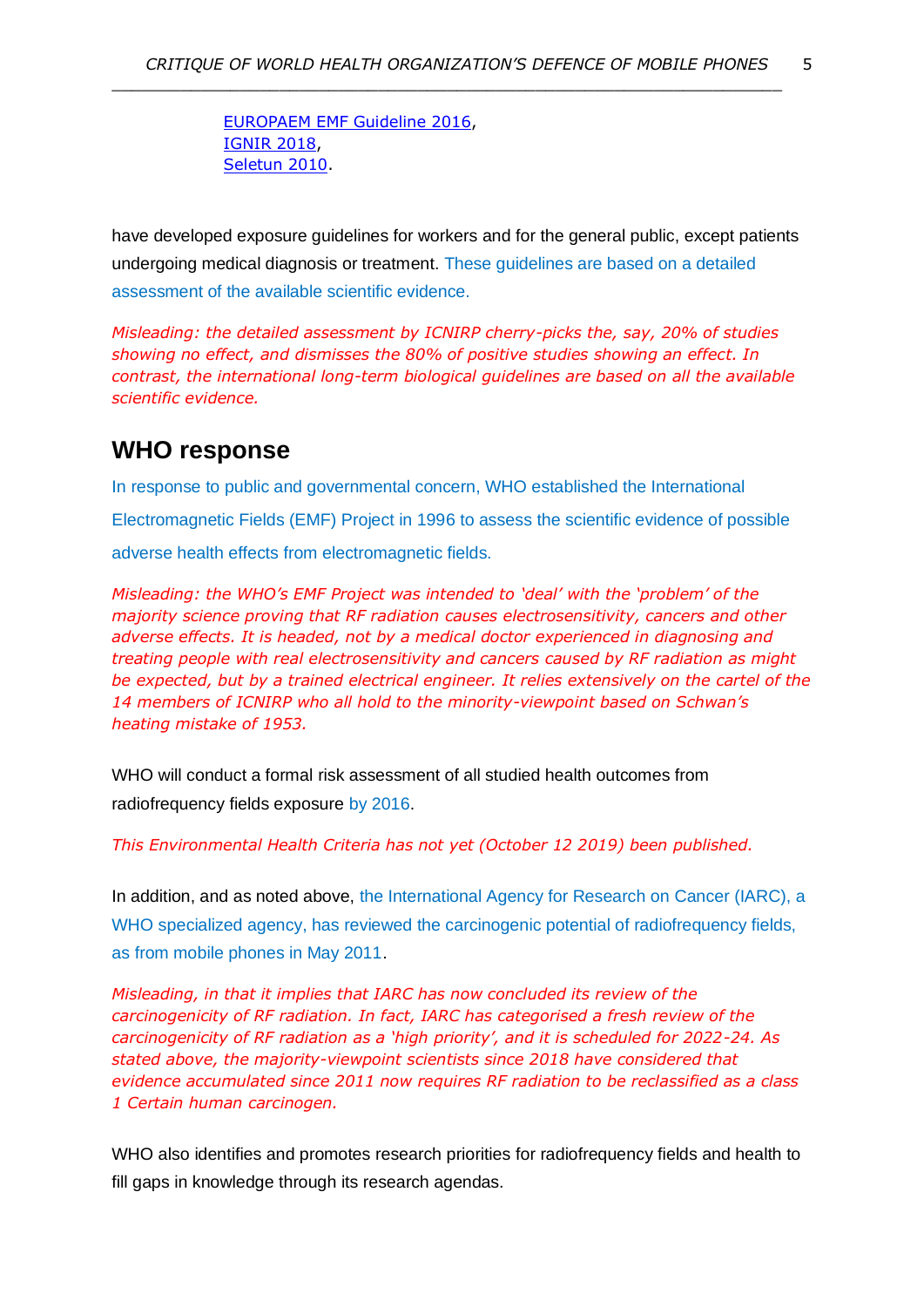[EUROPAEM EMF Guideline 2016](),
[IGNIR 2018](),
[Seletun 2010]().

have developed exposure guidelines for workers and for the general public, except patients undergoing medical diagnosis or treatment. These guidelines are based on a detailed assessment of the available scientific evidence.

*Misleading: the detailed assessment by ICNIRP cherry-picks the, say, 20% of studies showing no effect, and dismisses the 80% of positive studies showing an effect. In contrast, the international long-term biological guidelines are based on all the available scientific evidence.*

## WHO response

In response to public and governmental concern, WHO established the International Electromagnetic Fields (EMF) Project in 1996 to assess the scientific evidence of possible adverse health effects from electromagnetic fields.

*Misleading: the WHO's EMF Project was intended to 'deal' with the 'problem' of the majority science proving that RF radiation causes electrosensitivity, cancers and other adverse effects. It is headed, not by a medical doctor experienced in diagnosing and treating people with real electrosensitivity and cancers caused by RF radiation as might be expected, but by a trained electrical engineer. It relies extensively on the cartel of the 14 members of ICNIRP who all hold to the minority-viewpoint based on Schwan's heating mistake of 1953.*

WHO will conduct a formal risk assessment of all studied health outcomes from radiofrequency fields exposure by 2016.

*This Environmental Health Criteria has not yet (October 12 2019) been published.*

In addition, and as noted above, the International Agency for Research on Cancer (IARC), a WHO specialized agency, has reviewed the carcinogenic potential of radiofrequency fields, as from mobile phones in May 2011.

*Misleading, in that it implies that IARC has now concluded its review of the carcinogenicity of RF radiation. In fact, IARC has categorised a fresh review of the carcinogenicity of RF radiation as a 'high priority', and it is scheduled for 2022-24. As stated above, the majority-viewpoint scientists since 2018 have considered that evidence accumulated since 2011 now requires RF radiation to be reclassified as a class 1 Certain human carcinogen.*

WHO also identifies and promotes research priorities for radiofrequency fields and health to fill gaps in knowledge through its research agendas.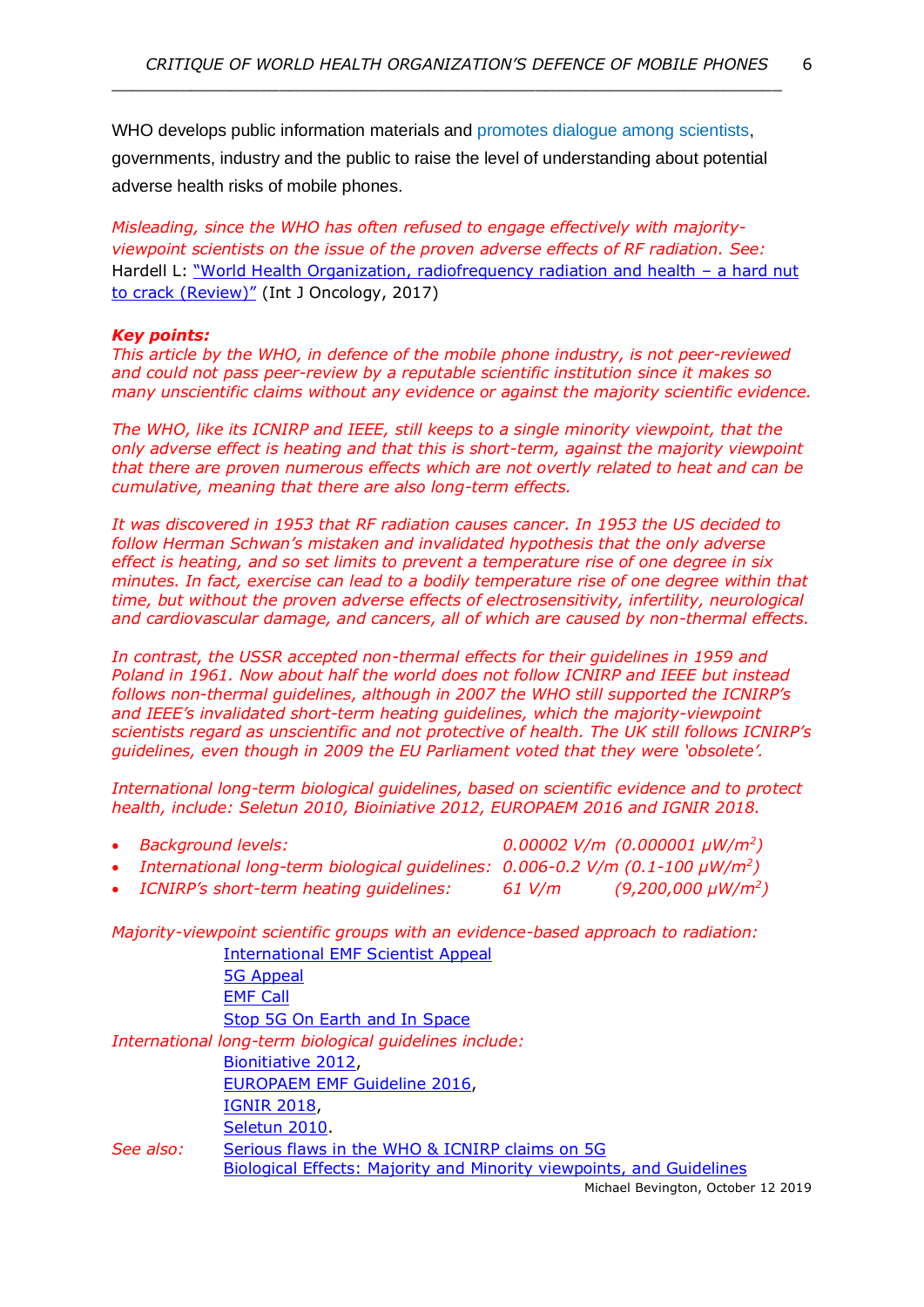WHO develops public information materials and promotes dialogue among scientists, governments, industry and the public to raise the level of understanding about potential adverse health risks of mobile phones.

*Misleading, since the WHO has often refused to engage effectively with majority-viewpoint scientists on the issue of the proven adverse effects of RF radiation. See:*
Hardell L: "World Health Organization, radiofrequency radiation and health – a hard nut to crack (Review)" (Int J Oncology, 2017)

***Key points:***
*This article by the WHO, in defence of the mobile phone industry, is not peer-reviewed and could not pass peer-review by a reputable scientific institution since it makes so many unscientific claims without any evidence or against the majority scientific evidence.*

*The WHO, like its ICNIRP and IEEE, still keeps to a single minority viewpoint, that the only adverse effect is heating and that this is short-term, against the majority viewpoint that there are proven numerous effects which are not overtly related to heat and can be cumulative, meaning that there are also long-term effects.*

*It was discovered in 1953 that RF radiation causes cancer. In 1953 the US decided to follow Herman Schwan's mistaken and invalidated hypothesis that the only adverse effect is heating, and so set limits to prevent a temperature rise of one degree in six minutes. In fact, exercise can lead to a bodily temperature rise of one degree within that time, but without the proven adverse effects of electrosensitivity, infertility, neurological and cardiovascular damage, and cancers, all of which are caused by non-thermal effects.*

*In contrast, the USSR accepted non-thermal effects for their guidelines in 1959 and Poland in 1961. Now about half the world does not follow ICNIRP and IEEE but instead follows non-thermal guidelines, although in 2007 the WHO still supported the ICNIRP's and IEEE's invalidated short-term heating guidelines, which the majority-viewpoint scientists regard as unscientific and not protective of health. The UK still follows ICNIRP's guidelines, even though in 2009 the EU Parliament voted that they were 'obsolete'.*

*International long-term biological guidelines, based on scientific evidence and to protect health, include: Seletun 2010, Bioiniative 2012, EUROPAEM 2016 and IGNIR 2018.*

- *Background levels:* *0.00002 V/m (0.000001 μW/m²)*
- *International long-term biological guidelines:* *0.006-0.2 V/m (0.1-100 μW/m²)*
- *ICNIRP's short-term heating guidelines:* *61 V/m (9,200,000 μW/m²)*

*Majority-viewpoint scientific groups with an evidence-based approach to radiation:*
International EMF Scientist Appeal
5G Appeal
EMF Call
Stop 5G On Earth and In Space

*International long-term biological guidelines include:*
Bionitiative 2012,
EUROPAEM EMF Guideline 2016,
IGNIR 2018,
Seletun 2010.

*See also:* Serious flaws in the WHO & ICNIRP claims on 5G
Biological Effects: Majority and Minority viewpoints, and Guidelines

Michael Bevington, October 12 2019